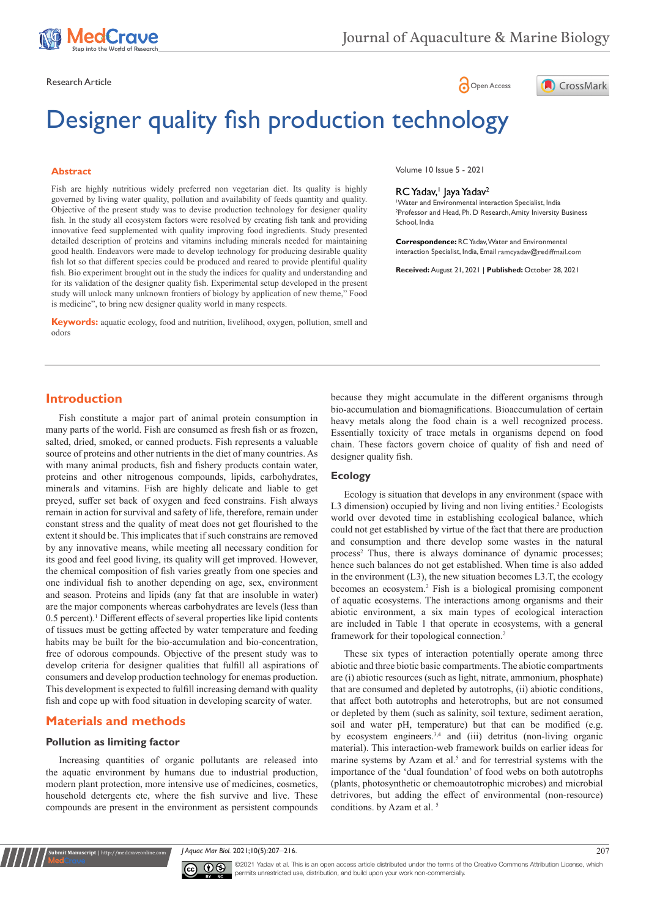Research Article

# Designer quality fish production technology

Volume 10 Issue 5 - 2021

RC Yadav,[1] Jaya Yadav[2]

[1]Water and Environmental interaction Specialist, India
[2]Professor and Head, Ph. D Research, Amity Inversity Business School, India

**Correspondence:** RC Yadav, Water and Environmental interaction Specialist, India, Email ramcyadav@rediffmail.com

**Received:** August 21, 2021 | **Published:** October 28, 2021

## Abstract

Fish are highly nutritious widely preferred non vegetarian diet. Its quality is highly governed by living water quality, pollution and availability of feeds quantity and quality. Objective of the present study was to devise production technology for designer quality fish. In the study all ecosystem factors were resolved by creating fish tank and providing innovative feed supplemented with quality improving food ingredients. Study presented detailed description of proteins and vitamins including minerals needed for maintaining good health. Endeavors were made to develop technology for producing desirable quality fish lot so that different species could be produced and reared to provide plentiful quality fish. Bio experiment brought out in the study the indices for quality and understanding and for its validation of the designer quality fish. Experimental setup developed in the present study will unlock many unknown frontiers of biology by application of new theme," Food is medicine", to bring new designer quality world in many respects.

**Keywords:** aquatic ecology, food and nutrition, livelihood, oxygen, pollution, smell and odors

## Introduction

Fish constitute a major part of animal protein consumption in many parts of the world. Fish are consumed as fresh fish or as frozen, salted, dried, smoked, or canned products. Fish represents a valuable source of proteins and other nutrients in the diet of many countries. As with many animal products, fish and fishery products contain water, proteins and other nitrogenous compounds, lipids, carbohydrates, minerals and vitamins. Fish are highly delicate and liable to get preyed, suffer set back of oxygen and feed constrains. Fish always remain in action for survival and safety of life, therefore, remain under constant stress and the quality of meat does not get flourished to the extent it should be. This implicates that if such constrains are removed by any innovative means, while meeting all necessary condition for its good and feel good living, its quality will get improved. However, the chemical composition of fish varies greatly from one species and one individual fish to another depending on age, sex, environment and season. Proteins and lipids (any fat that are insoluble in water) are the major components whereas carbohydrates are levels (less than 0.5 percent).[1] Different effects of several properties like lipid contents of tissues must be getting affected by water temperature and feeding habits may be built for the bio-accumulation and bio-concentration, free of odorous compounds. Objective of the present study was to develop criteria for designer qualities that fulfill all aspirations of consumers and develop production technology for enemas production. This development is expected to fulfill increasing demand with quality fish and cope up with food situation in developing scarcity of water.

## Materials and methods

### Pollution as limiting factor

Increasing quantities of organic pollutants are released into the aquatic environment by humans due to industrial production, modern plant protection, more intensive use of medicines, cosmetics, household detergents etc, where the fish survive and live. These compounds are present in the environment as persistent compounds because they might accumulate in the different organisms through bio-accumulation and biomagnifications. Bioaccumulation of certain heavy metals along the food chain is a well recognized process. Essentially toxicity of trace metals in organisms depend on food chain. These factors govern choice of quality of fish and need of designer quality fish.

### Ecology

Ecology is situation that develops in any environment (space with L3 dimension) occupied by living and non living entities.[2] Ecologists world over devoted time in establishing ecological balance, which could not get established by virtue of the fact that there are production and consumption and there develop some wastes in the natural process[2] Thus, there is always dominance of dynamic processes; hence such balances do not get established. When time is also added in the environment (L3), the new situation becomes L3.T, the ecology becomes an ecosystem.[2] Fish is a biological promising component of aquatic ecosystems. The interactions among organisms and their abiotic environment, a six main types of ecological interaction are included in Table 1 that operate in ecosystems, with a general framework for their topological connection.[2]

These six types of interaction potentially operate among three abiotic and three biotic basic compartments. The abiotic compartments are (i) abiotic resources (such as light, nitrate, ammonium, phosphate) that are consumed and depleted by autotrophs, (ii) abiotic conditions, that affect both autotrophs and heterotrophs, but are not consumed or depleted by them (such as salinity, soil texture, sediment aeration, soil and water pH, temperature) but that can be modified (e.g. by ecosystem engineers.[3,4] and (iii) detritus (non-living organic material). This interaction-web framework builds on earlier ideas for marine systems by Azam et al.[5] and for terrestrial systems with the importance of the 'dual foundation' of food webs on both autotrophs (plants, photosynthetic or chemoautotrophic microbes) and microbial detrivores, but adding the effect of environmental (non-resource) conditions. by Azam et al. [5]

©2021 Yadav et al. This is an open access article distributed under the terms of the Creative Commons Attribution License, which permits unrestricted use, distribution, and build upon your work non-commercially.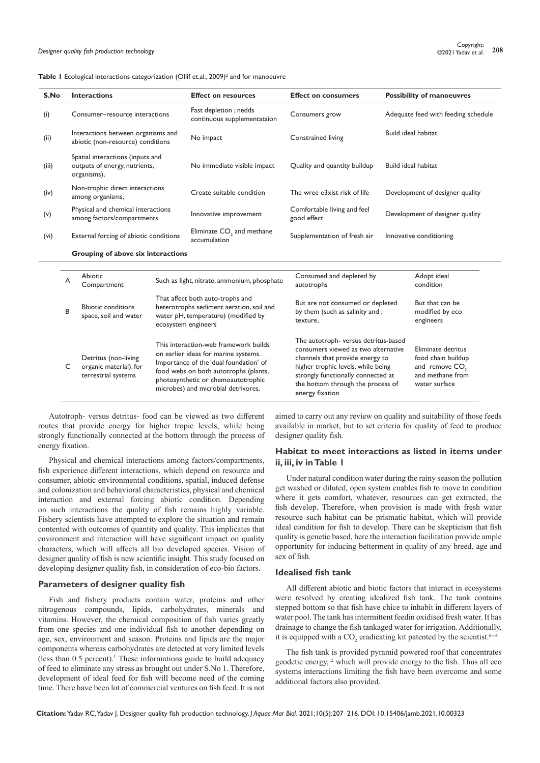**Table 1** Ecological interactions categorization (Ollif et.al., 2009)[2] and for manoeuvre

| S.No | Interactions | Effect on resources | Effect on consumers | Possibility of manoeuvres |
|---|---|---|---|---|
| (i) | Consumer–resource interactions | Fast depletion ; nedds continuous supplementataion | Consumers grow | Adequate feed with feeding schedule |
| (ii) | Interactions between organisms and abiotic (non-resource) conditions | No impact | Constrained living | Build ideal habitat |
| (iii) | Spatial interactions (inputs and outputs of energy, nutrients, organisms), | No immediate visible impact | Quality and quantity buildup | Build ideal habitat |
| (iv) | Non-trophic direct interactions among organisms, | Create suitable condition | The wree e3xist risk of life | Development of designer quality |
| (v) | Physical and chemical interactions among factors/compartments | Innovative improvement | Comfortable living and feel good effect | Development of designer quality |
| (vi) | External forcing of abiotic conditions | Eliminate $CO_2$ and methane accumulation | Supplementation of fresh air | Innovative conditioning |
| | **Grouping of above six interactions** | | | |
| A | Abiotic Compartment | Such as light, nitrate, ammonium, phosphate | Consumed and depleted by autotrophs | Adopt ideal condition |
| B | Bbiotic conditions space, soil and water | That affect both auto-trophs and heterotrophs sediment aeration, soil and water pH, temperature) (modified by ecosystem engineers | But are not consumed or depleted by them (such as salinity and , texture, | But that can be modified by eco engineers |
| C | Detritus (non-living organic material). for terrestrial systems | This interaction-web framework builds on earlier ideas for marine systems. Importance of the 'dual foundation' of food webs on both autotrophs (plants, photosynthetic or chemoautotrophic microbes) and microbial detrivores. | The autotroph- versus detritus-based consumers viewed as two alternative channels that provide energy to higher trophic levels, while being strongly functionally connected at the bottom through the process of energy fixation | Eliminate detritus food chain buildup and remove $CO_2$ and methane from water surface |

Autotroph- versus detritus- food can be viewed as two different routes that provide energy for higher tropic levels, while being strongly functionally connected at the bottom through the process of energy fixation.

Physical and chemical interactions among factors/compartments, fish experience different interactions, which depend on resource and consumer, abiotic environmental conditions, spatial, induced defense and colonization and behavioral characteristics, physical and chemical interaction and external forcing abiotic condition. Depending on such interactions the quality of fish remains highly variable. Fishery scientists have attempted to explore the situation and remain contented with outcomes of quantity and quality. This implicates that environment and interaction will have significant impact on quality characters, which will affects all bio developed species. Vision of designer quality of fish is new scientific insight. This study focused on developing designer quality fish, in consideration of eco-bio factors.

## Parameters of designer quality fish

Fish and fishery products contain water, proteins and other nitrogenous compounds, lipids, carbohydrates, minerals and vitamins. However, the chemical composition of fish varies greatly from one species and one individual fish to another depending on age, sex, environment and season. Proteins and lipids are the major components whereas carbohydrates are detected at very limited levels (less than 0.5 percent).[1] These informations guide to build adequacy of feed to eliminate any stress as brought out under S.No 1. Therefore, development of ideal feed for fish will become need of the coming time. There have been lot of commercial ventures on fish feed. It is not aimed to carry out any review on quality and suitability of those feeds available in market, but to set criteria for quality of feed to produce designer quality fish.

## Habitat to meet interactions as listed in items under ii, iii, iv in Table 1

Under natural condition water during the rainy season the pollution get washed or diluted, open system enables fish to move to condition where it gets comfort, whatever, resources can get extracted, the fish develop. Therefore, when provision is made with fresh water resource such habitat can be prismatic habitat, which will provide ideal condition for fish to develop. There can be skepticism that fish quality is genetic based, here the interaction facilitation provide ample opportunity for inducing betterment in quality of any breed, age and sex of fish.

## Idealised fish tank

All different abiotic and biotic factors that interact in ecosystems were resolved by creating idealized fish tank. The tank contains stepped bottom so that fish have chice to inhabit in different layers of water pool. The tank has intermittent feedin oxidised fresh water. It has drainage to change the fish tankaged water for irrigation. Additionally, it is equipped with a $CO_2$ eradicating kit patented by the scientist.[6-14]

The fish tank is provided pyramid powered roof that concentrates geodetic energy,[12] which will provide energy to the fish. Thus all eco systems interactions limiting the fish have been overcome and some additional factors also provided.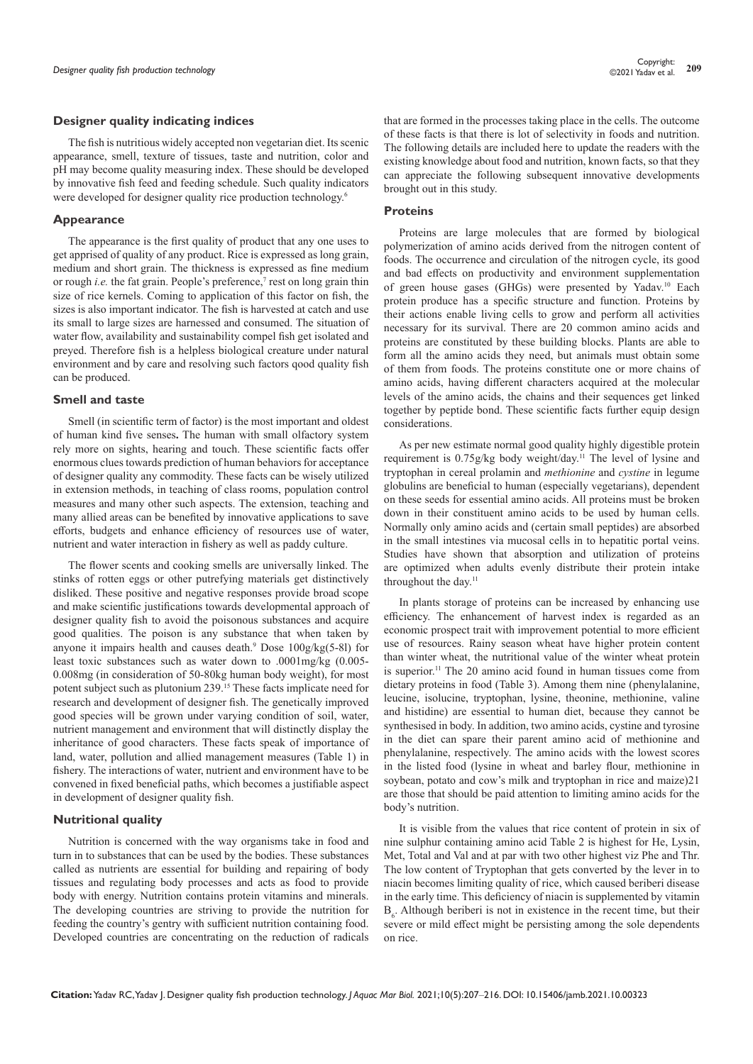## Designer quality indicating indices

The fish is nutritious widely accepted non vegetarian diet. Its scenic appearance, smell, texture of tissues, taste and nutrition, color and pH may become quality measuring index. These should be developed by innovative fish feed and feeding schedule. Such quality indicators were developed for designer quality rice production technology.[6]

## Appearance

The appearance is the first quality of product that any one uses to get apprised of quality of any product. Rice is expressed as long grain, medium and short grain. The thickness is expressed as fine medium or rough *i.e.* the fat grain. People's preference,[7] rest on long grain thin size of rice kernels. Coming to application of this factor on fish, the sizes is also important indicator. The fish is harvested at catch and use its small to large sizes are harnessed and consumed. The situation of water flow, availability and sustainability compel fish get isolated and preyed. Therefore fish is a helpless biological creature under natural environment and by care and resolving such factors qood quality fish can be produced.

## Smell and taste

Smell (in scientific term of factor) is the most important and oldest of human kind five senses**.** The human with small olfactory system rely more on sights, hearing and touch. These scientific facts offer enormous clues towards prediction of human behaviors for acceptance of designer quality any commodity. These facts can be wisely utilized in extension methods, in teaching of class rooms, population control measures and many other such aspects. The extension, teaching and many allied areas can be benefited by innovative applications to save efforts, budgets and enhance efficiency of resources use of water, nutrient and water interaction in fishery as well as paddy culture.

The flower scents and cooking smells are universally linked. The stinks of rotten eggs or other putrefying materials get distinctively disliked. These positive and negative responses provide broad scope and make scientific justifications towards developmental approach of designer quality fish to avoid the poisonous substances and acquire good qualities. The poison is any substance that when taken by anyone it impairs health and causes death.[9] Dose 100g/kg(5-8l) for least toxic substances such as water down to .0001mg/kg (0.005-0.008mg (in consideration of 50-80kg human body weight), for most potent subject such as plutonium 239.[15] These facts implicate need for research and development of designer fish. The genetically improved good species will be grown under varying condition of soil, water, nutrient management and environment that will distinctly display the inheritance of good characters. These facts speak of importance of land, water, pollution and allied management measures (Table 1) in fishery. The interactions of water, nutrient and environment have to be convened in fixed beneficial paths, which becomes a justifiable aspect in development of designer quality fish.

## Nutritional quality

Nutrition is concerned with the way organisms take in food and turn in to substances that can be used by the bodies. These substances called as nutrients are essential for building and repairing of body tissues and regulating body processes and acts as food to provide body with energy. Nutrition contains protein vitamins and minerals. The developing countries are striving to provide the nutrition for feeding the country's gentry with sufficient nutrition containing food. Developed countries are concentrating on the reduction of radicals that are formed in the processes taking place in the cells. The outcome of these facts is that there is lot of selectivity in foods and nutrition. The following details are included here to update the readers with the existing knowledge about food and nutrition, known facts, so that they can appreciate the following subsequent innovative developments brought out in this study.

## Proteins

Proteins are large molecules that are formed by biological polymerization of amino acids derived from the nitrogen content of foods. The occurrence and circulation of the nitrogen cycle, its good and bad effects on productivity and environment supplementation of green house gases (GHGs) were presented by Yadav.[10] Each protein produce has a specific structure and function. Proteins by their actions enable living cells to grow and perform all activities necessary for its survival. There are 20 common amino acids and proteins are constituted by these building blocks. Plants are able to form all the amino acids they need, but animals must obtain some of them from foods. The proteins constitute one or more chains of amino acids, having different characters acquired at the molecular levels of the amino acids, the chains and their sequences get linked together by peptide bond. These scientific facts further equip design considerations.

As per new estimate normal good quality highly digestible protein requirement is 0.75g/kg body weight/day.[11] The level of lysine and tryptophan in cereal prolamin and *methionine* and *cystine* in legume globulins are beneficial to human (especially vegetarians), dependent on these seeds for essential amino acids. All proteins must be broken down in their constituent amino acids to be used by human cells. Normally only amino acids and (certain small peptides) are absorbed in the small intestines via mucosal cells in to hepatitic portal veins. Studies have shown that absorption and utilization of proteins are optimized when adults evenly distribute their protein intake throughout the day.[11]

In plants storage of proteins can be increased by enhancing use efficiency. The enhancement of harvest index is regarded as an economic prospect trait with improvement potential to more efficient use of resources. Rainy season wheat have higher protein content than winter wheat, the nutritional value of the winter wheat protein is superior.[11] The 20 amino acid found in human tissues come from dietary proteins in food (Table 3). Among them nine (phenylalanine, leucine, isolucine, tryptophan, lysine, theonine, methionine, valine and histidine) are essential to human diet, because they cannot be synthesised in body. In addition, two amino acids, cystine and tyrosine in the diet can spare their parent amino acid of methionine and phenylalanine, respectively. The amino acids with the lowest scores in the listed food (lysine in wheat and barley flour, methionine in soybean, potato and cow's milk and tryptophan in rice and maize)21 are those that should be paid attention to limiting amino acids for the body's nutrition.

It is visible from the values that rice content of protein in six of nine sulphur containing amino acid Table 2 is highest for He, Lysin, Met, Total and Val and at par with two other highest viz Phe and Thr. The low content of Tryptophan that gets converted by the lever in to niacin becomes limiting quality of rice, which caused beriberi disease in the early time. This deficiency of niacin is supplemented by vitamin $B_6$. Although beriberi is not in existence in the recent time, but their severe or mild effect might be persisting among the sole dependents on rice.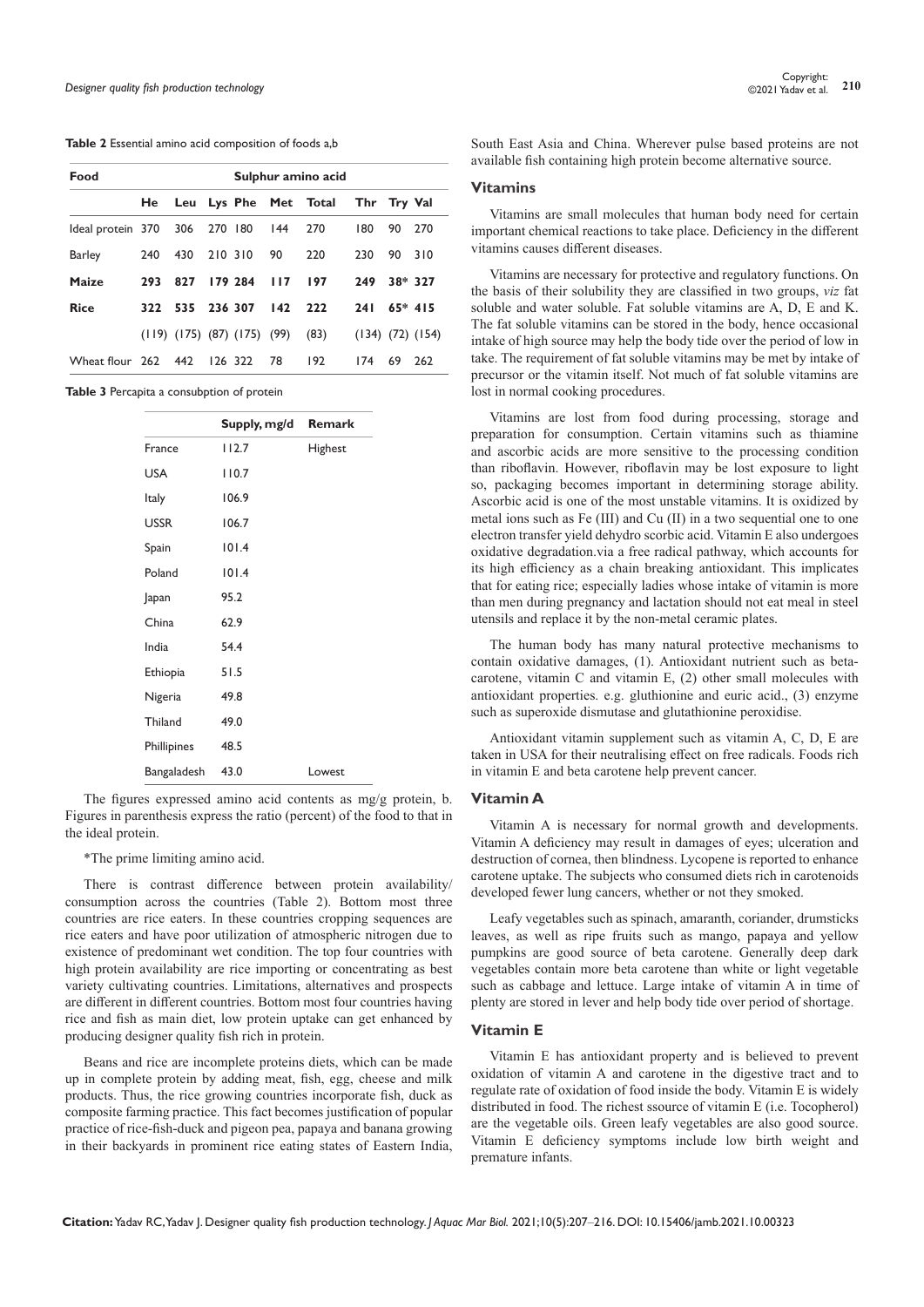**Table 2** Essential amino acid composition of foods a,b

| Food | | | | | Sulphur amino acid | | | | |
|---|---|---|---|---|---|---|---|---|---|
| | He | Leu | Lys | Phe | Met | Total | Thr | Try | Val |
| Ideal protein | 370 | 306 | 270 | 180 | 144 | 270 | 180 | 90 | 270 |
| Barley | 240 | 430 | 210 | 310 | 90 | 220 | 230 | 90 | 310 |
| **Maize** | **293** | **827** | **179** | **284** | **117** | **197** | **249** | **38*** | **327** |
| **Rice** | **322** | **535** | **236** | **307** | **142** | **222** | **241** | **65*** | **415** |
| | (119) | (175) | (87) | (175) | (99) | (83) | (134) | (72) | (154) |
| Wheat flour | 262 | 442 | 126 | 322 | 78 | 192 | 174 | 69 | 262 |

The figures expressed amino acid contents as mg/g protein, b. Figures in parenthesis express the ratio (percent) of the food to that in the ideal protein.

*The prime limiting amino acid.

**Table 3** Percapita a consubption of protein

| | Supply, mg/d | Remark |
|---|---|---|
| France | 112.7 | Highest |
| USA | 110.7 | |
| Italy | 106.9 | |
| USSR | 106.7 | |
| Spain | 101.4 | |
| Poland | 101.4 | |
| Japan | 95.2 | |
| China | 62.9 | |
| India | 54.4 | |
| Ethiopia | 51.5 | |
| Nigeria | 49.8 | |
| Thiland | 49.0 | |
| Phillipines | 48.5 | |
| Bangaladesh | 43.0 | Lowest |

There is contrast difference between protein availability/ consumption across the countries (Table 2). Bottom most three countries are rice eaters. In these countries cropping sequences are rice eaters and have poor utilization of atmospheric nitrogen due to existence of predominant wet condition. The top four countries with high protein availability are rice importing or concentrating as best variety cultivating countries. Limitations, alternatives and prospects are different in different countries. Bottom most four countries having rice and fish as main diet, low protein uptake can get enhanced by producing designer quality fish rich in protein.

Beans and rice are incomplete proteins diets, which can be made up in complete protein by adding meat, fish, egg, cheese and milk products. Thus, the rice growing countries incorporate fish, duck as composite farming practice. This fact becomes justification of popular practice of rice-fish-duck and pigeon pea, papaya and banana growing in their backyards in prominent rice eating states of Eastern India, South East Asia and China. Wherever pulse based proteins are not available fish containing high protein become alternative source.

## Vitamins

Vitamins are small molecules that human body need for certain important chemical reactions to take place. Deficiency in the different vitamins causes different diseases.

Vitamins are necessary for protective and regulatory functions. On the basis of their solubility they are classified in two groups, *viz* fat soluble and water soluble. Fat soluble vitamins are A, D, E and K. The fat soluble vitamins can be stored in the body, hence occasional intake of high source may help the body tide over the period of low in take. The requirement of fat soluble vitamins may be met by intake of precursor or the vitamin itself. Not much of fat soluble vitamins are lost in normal cooking procedures.

Vitamins are lost from food during processing, storage and preparation for consumption. Certain vitamins such as thiamine and ascorbic acids are more sensitive to the processing condition than riboflavin. However, riboflavin may be lost exposure to light so, packaging becomes important in determining storage ability. Ascorbic acid is one of the most unstable vitamins. It is oxidized by metal ions such as Fe (III) and Cu (II) in a two sequential one to one electron transfer yield dehydro scorbic acid. Vitamin E also undergoes oxidative degradation.via a free radical pathway, which accounts for its high efficiency as a chain breaking antioxidant. This implicates that for eating rice; especially ladies whose intake of vitamin is more than men during pregnancy and lactation should not eat meal in steel utensils and replace it by the non-metal ceramic plates.

The human body has many natural protective mechanisms to contain oxidative damages, (1). Antioxidant nutrient such as beta-carotene, vitamin C and vitamin E, (2) other small molecules with antioxidant properties. e.g. gluthionine and euric acid., (3) enzyme such as superoxide dismutase and glutathionine peroxidise.

Antioxidant vitamin supplement such as vitamin A, C, D, E are taken in USA for their neutralising effect on free radicals. Foods rich in vitamin E and beta carotene help prevent cancer.

### Vitamin A

Vitamin A is necessary for normal growth and developments. Vitamin A deficiency may result in damages of eyes; ulceration and destruction of cornea, then blindness. Lycopene is reported to enhance carotene uptake. The subjects who consumed diets rich in carotenoids developed fewer lung cancers, whether or not they smoked.

Leafy vegetables such as spinach, amaranth, coriander, drumsticks leaves, as well as ripe fruits such as mango, papaya and yellow pumpkins are good source of beta carotene. Generally deep dark vegetables contain more beta carotene than white or light vegetable such as cabbage and lettuce. Large intake of vitamin A in time of plenty are stored in lever and help body tide over period of shortage.

### Vitamin E

Vitamin E has antioxidant property and is believed to prevent oxidation of vitamin A and carotene in the digestive tract and to regulate rate of oxidation of food inside the body. Vitamin E is widely distributed in food. The richest ssource of vitamin E (i.e. Tocopherol) are the vegetable oils. Green leafy vegetables are also good source. Vitamin E deficiency symptoms include low birth weight and premature infants.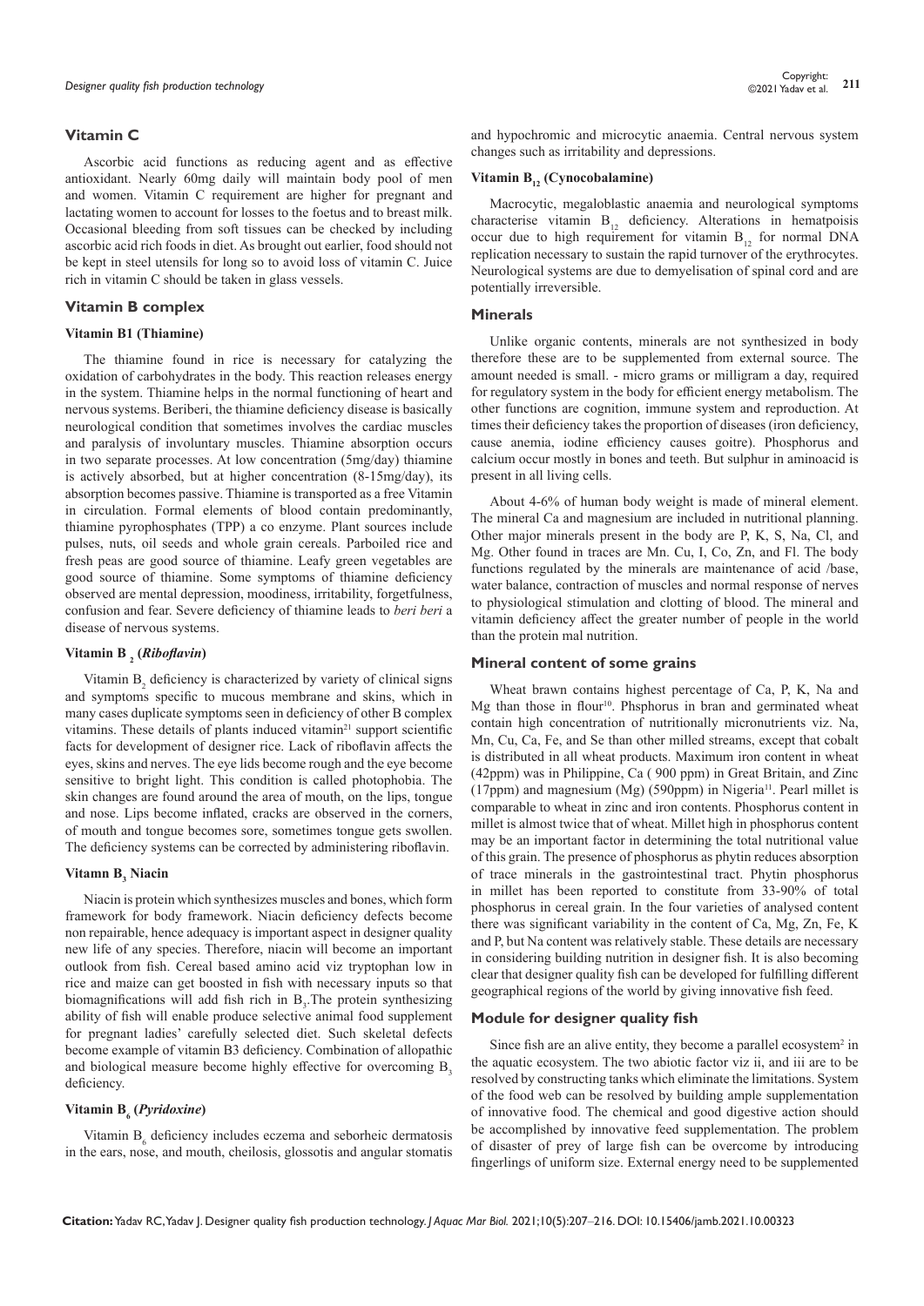## Vitamin C

Ascorbic acid functions as reducing agent and as effective antioxidant. Nearly 60mg daily will maintain body pool of men and women. Vitamin C requirement are higher for pregnant and lactating women to account for losses to the foetus and to breast milk. Occasional bleeding from soft tissues can be checked by including ascorbic acid rich foods in diet. As brought out earlier, food should not be kept in steel utensils for long so to avoid loss of vitamin C. Juice rich in vitamin C should be taken in glass vessels.

## Vitamin B complex

### Vitamin B1 (Thiamine)

The thiamine found in rice is necessary for catalyzing the oxidation of carbohydrates in the body. This reaction releases energy in the system. Thiamine helps in the normal functioning of heart and nervous systems. Beriberi, the thiamine deficiency disease is basically neurological condition that sometimes involves the cardiac muscles and paralysis of involuntary muscles. Thiamine absorption occurs in two separate processes. At low concentration (5mg/day) thiamine is actively absorbed, but at higher concentration (8-15mg/day), its absorption becomes passive. Thiamine is transported as a free Vitamin in circulation. Formal elements of blood contain predominantly, thiamine pyrophosphates (TPP) a co enzyme. Plant sources include pulses, nuts, oil seeds and whole grain cereals. Parboiled rice and fresh peas are good source of thiamine. Leafy green vegetables are good source of thiamine. Some symptoms of thiamine deficiency observed are mental depression, moodiness, irritability, forgetfulness, confusion and fear. Severe deficiency of thiamine leads to *beri beri* a disease of nervous systems.

### Vitamin $B_2$ (*Riboflavin*)

Vitamin $B_2$ deficiency is characterized by variety of clinical signs and symptoms specific to mucous membrane and skins, which in many cases duplicate symptoms seen in deficiency of other B complex vitamins. These details of plants induced vitamin[21] support scientific facts for development of designer rice. Lack of riboflavin affects the eyes, skins and nerves. The eye lids become rough and the eye become sensitive to bright light. This condition is called photophobia. The skin changes are found around the area of mouth, on the lips, tongue and nose. Lips become inflated, cracks are observed in the corners, of mouth and tongue becomes sore, sometimes tongue gets swollen. The deficiency systems can be corrected by administering riboflavin.

### Vitamn $B_3$ Niacin

Niacin is protein which synthesizes muscles and bones, which form framework for body framework. Niacin deficiency defects become non repairable, hence adequacy is important aspect in designer quality new life of any species. Therefore, niacin will become an important outlook from fish. Cereal based amino acid viz tryptophan low in rice and maize can get boosted in fish with necessary inputs so that biomagnifications will add fish rich in $B_3$.The protein synthesizing ability of fish will enable produce selective animal food supplement for pregnant ladies' carefully selected diet. Such skeletal defects become example of vitamin B3 deficiency. Combination of allopathic and biological measure become highly effective for overcoming $B_3$ deficiency.

### Vitamin $B_6$ (*Pyridoxine*)

Vitamin $B_6$ deficiency includes eczema and seborheic dermatosis in the ears, nose, and mouth, cheilosis, glossotis and angular stomatis and hypochromic and microcytic anaemia. Central nervous system changes such as irritability and depressions.

### Vitamin $B_{12}$ (Cynocobalamine)

Macrocytic, megaloblastic anaemia and neurological symptoms characterise vitamin $B_{12}$ deficiency. Alterations in hematpoisis occur due to high requirement for vitamin $B_{12}$ for normal DNA replication necessary to sustain the rapid turnover of the erythrocytes. Neurological systems are due to demyelisation of spinal cord and are potentially irreversible.

## Minerals

Unlike organic contents, minerals are not synthesized in body therefore these are to be supplemented from external source. The amount needed is small. - micro grams or milligram a day, required for regulatory system in the body for efficient energy metabolism. The other functions are cognition, immune system and reproduction. At times their deficiency takes the proportion of diseases (iron deficiency, cause anemia, iodine efficiency causes goitre). Phosphorus and calcium occur mostly in bones and teeth. But sulphur in aminoacid is present in all living cells.

About 4-6% of human body weight is made of mineral element. The mineral Ca and magnesium are included in nutritional planning. Other major minerals present in the body are P, K, S, Na, Cl, and Mg. Other found in traces are Mn. Cu, I, Co, Zn, and Fl. The body functions regulated by the minerals are maintenance of acid /base, water balance, contraction of muscles and normal response of nerves to physiological stimulation and clotting of blood. The mineral and vitamin deficiency affect the greater number of people in the world than the protein mal nutrition.

## Mineral content of some grains

Wheat brawn contains highest percentage of Ca, P, K, Na and Mg than those in flour[10]. Phsphorus in bran and germinated wheat contain high concentration of nutritionally micronutrients viz. Na, Mn, Cu, Ca, Fe, and Se than other milled streams, except that cobalt is distributed in all wheat products. Maximum iron content in wheat (42ppm) was in Philippine, Ca ( 900 ppm) in Great Britain, and Zinc (17ppm) and magnesium (Mg) (590ppm) in Nigeria[11]. Pearl millet is comparable to wheat in zinc and iron contents. Phosphorus content in millet is almost twice that of wheat. Millet high in phosphorus content may be an important factor in determining the total nutritional value of this grain. The presence of phosphorus as phytin reduces absorption of trace minerals in the gastrointestinal tract. Phytin phosphorus in millet has been reported to constitute from 33-90% of total phosphorus in cereal grain. In the four varieties of analysed content there was significant variability in the content of Ca, Mg, Zn, Fe, K and P, but Na content was relatively stable. These details are necessary in considering building nutrition in designer fish. It is also becoming clear that designer quality fish can be developed for fulfilling different geographical regions of the world by giving innovative fish feed.

## Module for designer quality fish

Since fish are an alive entity, they become a parallel ecosystem[2] in the aquatic ecosystem. The two abiotic factor viz ii, and iii are to be resolved by constructing tanks which eliminate the limitations. System of the food web can be resolved by building ample supplementation of innovative food. The chemical and good digestive action should be accomplished by innovative feed supplementation. The problem of disaster of prey of large fish can be overcome by introducing fingerlings of uniform size. External energy need to be supplemented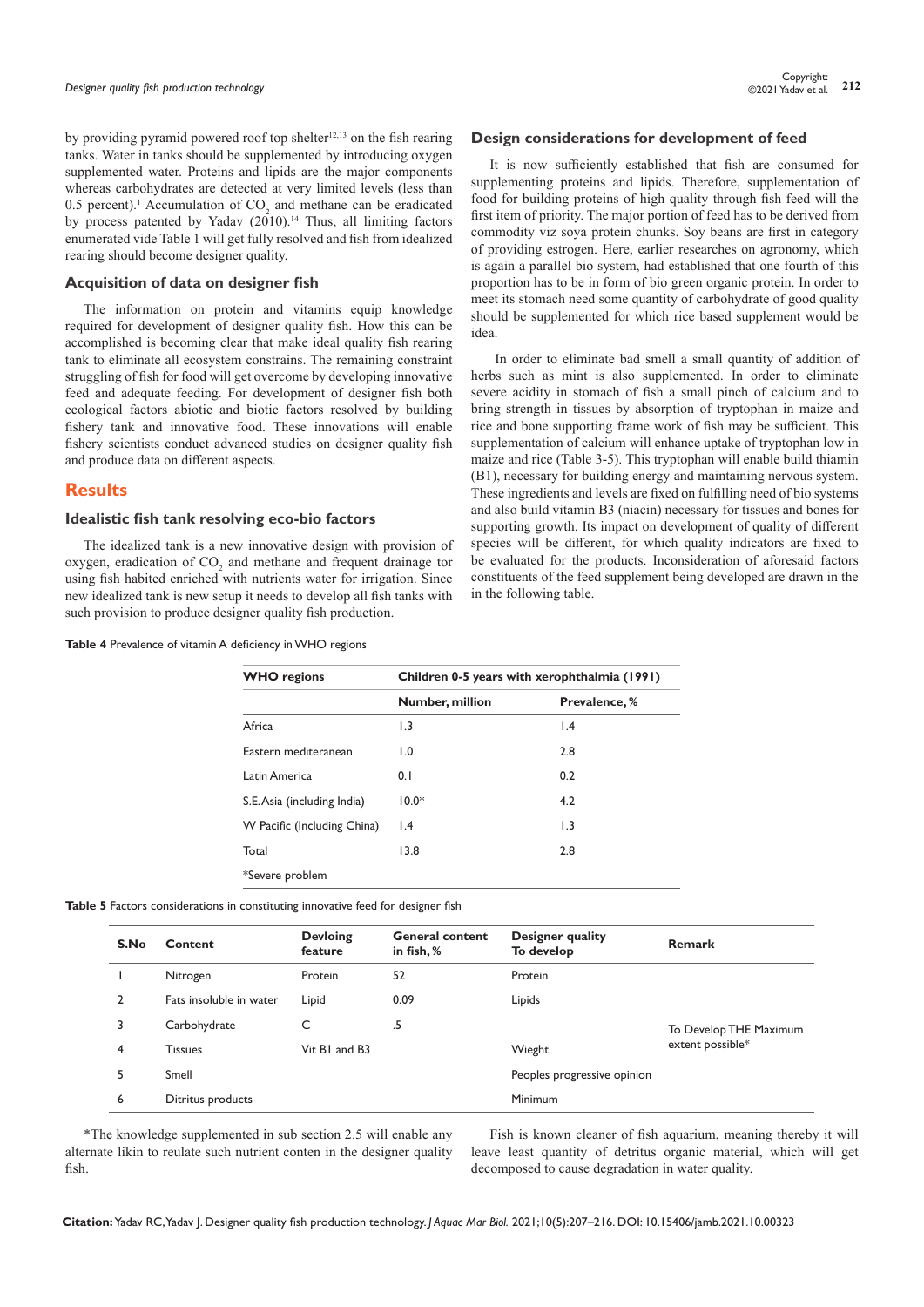by providing pyramid powered roof top shelter[12,13] on the fish rearing tanks. Water in tanks should be supplemented by introducing oxygen supplemented water. Proteins and lipids are the major components whereas carbohydrates are detected at very limited levels (less than 0.5 percent).[1] Accumulation of $CO_2$ and methane can be eradicated by process patented by Yadav (2010).[14] Thus, all limiting factors enumerated vide Table 1 will get fully resolved and fish from idealized rearing should become designer quality.

### Acquisition of data on designer fish

The information on protein and vitamins equip knowledge required for development of designer quality fish. How this can be accomplished is becoming clear that make ideal quality fish rearing tank to eliminate all ecosystem constrains. The remaining constraint struggling of fish for food will get overcome by developing innovative feed and adequate feeding. For development of designer fish both ecological factors abiotic and biotic factors resolved by building fishery tank and innovative food. These innovations will enable fishery scientists conduct advanced studies on designer quality fish and produce data on different aspects.

## Results

### Idealistic fish tank resolving eco-bio factors

The idealized tank is a new innovative design with provision of oxygen, eradication of $CO_2$ and methane and frequent drainage tor using fish habited enriched with nutrients water for irrigation. Since new idealized tank is new setup it needs to develop all fish tanks with such provision to produce designer quality fish production.

### Design considerations for development of feed

It is now sufficiently established that fish are consumed for supplementing proteins and lipids. Therefore, supplementation of food for building proteins of high quality through fish feed will the first item of priority. The major portion of feed has to be derived from commodity viz soya protein chunks. Soy beans are first in category of providing estrogen. Here, earlier researches on agronomy, which is again a parallel bio system, had established that one fourth of this proportion has to be in form of bio green organic protein. In order to meet its stomach need some quantity of carbohydrate of good quality should be supplemented for which rice based supplement would be idea.

In order to eliminate bad smell a small quantity of addition of herbs such as mint is also supplemented. In order to eliminate severe acidity in stomach of fish a small pinch of calcium and to bring strength in tissues by absorption of tryptophan in maize and rice and bone supporting frame work of fish may be sufficient. This supplementation of calcium will enhance uptake of tryptophan low in maize and rice (Table 3-5). This tryptophan will enable build thiamin (B1), necessary for building energy and maintaining nervous system. These ingredients and levels are fixed on fulfilling need of bio systems and also build vitamin B3 (niacin) necessary for tissues and bones for supporting growth. Its impact on development of quality of different species will be different, for which quality indicators are fixed to be evaluated for the products. Inconsideration of aforesaid factors constituents of the feed supplement being developed are drawn in the in the following table.

**Table 4** Prevalence of vitamin A deficiency in WHO regions

| WHO regions | Children 0-5 years with xerophthalmia (1991) | |
|---|---|---|
| | Number, million | Prevalence, % |
| Africa | 1.3 | 1.4 |
| Eastern mediteranean | 1.0 | 2.8 |
| Latin America | 0.1 | 0.2 |
| S.E. Asia (including India) | 10.0* | 4.2 |
| W Pacific (Including China) | 1.4 | 1.3 |
| Total | 13.8 | 2.8 |
| *Severe problem | | |

**Table 5** Factors considerations in constituting innovative feed for designer fish

| S.No | Content | Devloing feature | General content in fish, % | Designer quality To develop | Remark |
|---|---|---|---|---|---|
| 1 | Nitrogen | Protein | 52 | Protein | |
| 2 | Fats insoluble in water | Lipid | 0.09 | Lipids | |
| 3 | Carbohydrate | C | .5 | | To Develop THE Maximum extent possible* |
| 4 | Tissues | Vit B1 and B3 | | Wieght | |
| 5 | Smell | | | Peoples progressive opinion | |
| 6 | Ditritus products | | | Minimum | |

*The knowledge supplemented in sub section 2.5 will enable any alternate likin to reulate such nutrient conten in the designer quality fish.

Fish is known cleaner of fish aquarium, meaning thereby it will leave least quantity of detritus organic material, which will get decomposed to cause degradation in water quality.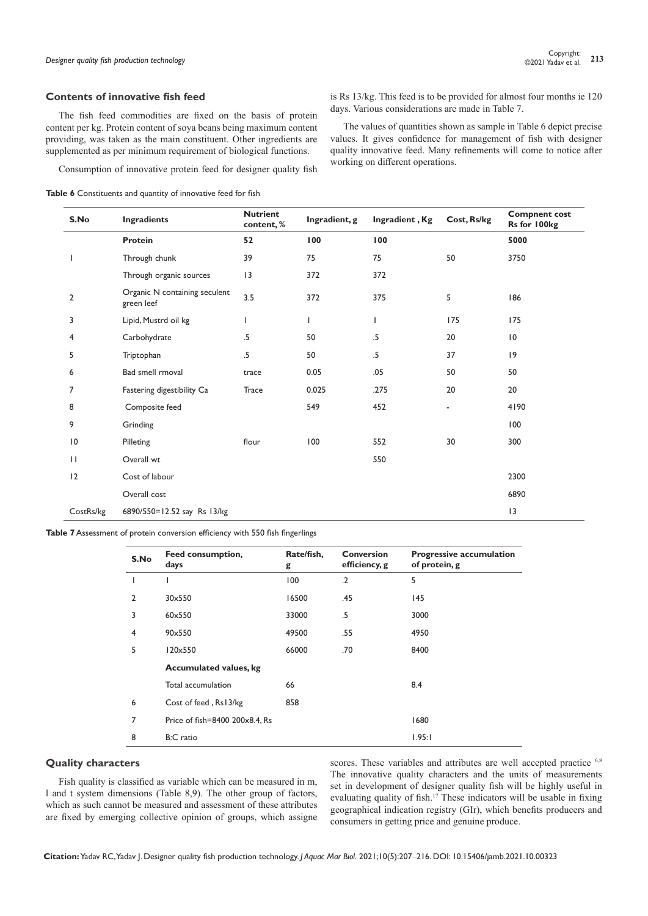### Contents of innovative fish feed

The fish feed commodities are fixed on the basis of protein content per kg. Protein content of soya beans being maximum content providing, was taken as the main constituent. Other ingredients are supplemented as per minimum requirement of biological functions.

Consumption of innovative protein feed for designer quality fish is Rs 13/kg. This feed is to be provided for almost four months ie 120 days. Various considerations are made in Table 7.

The values of quantities shown as sample in Table 6 depict precise values. It gives confidence for management of fish with designer quality innovative feed. Many refinements will come to notice after working on different operations.

**Table 6** Constituents and quantity of innovative feed for fish

| S.No | Ingradients | Nutrient content, % | Ingradient, g | Ingradient , Kg | Cost, Rs/kg | Compnent cost Rs for 100kg |
|---|---|---|---|---|---|---|
| | **Protein** | **52** | **100** | **100** | | **5000** |
| 1 | Through chunk | 39 | 75 | 75 | 50 | 3750 |
| | Through organic sources | 13 | 372 | 372 | | |
| 2 | Organic N containing seculent green leef | 3.5 | 372 | 375 | 5 | 186 |
| 3 | Lipid, Mustrd oil kg | 1 | 1 | 1 | 175 | 175 |
| 4 | Carbohydrate | .5 | 50 | .5 | 20 | 10 |
| 5 | Triptophan | .5 | 50 | .5 | 37 | 19 |
| 6 | Bad smell rmoval | trace | 0.05 | .05 | 50 | 50 |
| 7 | Fastering digestibility Ca | Trace | 0.025 | .275 | 20 | 20 |
| 8 | Composite feed | | 549 | 452 | - | 4190 |
| 9 | Grinding | | | | | 100 |
| 10 | Pilleting | flour | 100 | 552 | 30 | 300 |
| 11 | Overall wt | | | 550 | | |
| 12 | Cost of labour | | | | | 2300 |
| | Overall cost | | | | | 6890 |
| CostRs/kg | 6890/550=12.52 say Rs 13/kg | | | | | 13 |

**Table 7** Assessment of protein conversion efficiency with 550 fish fingerlings

| S.No | Feed consumption, days | Rate/fish, g | Conversion efficiency, g | Progressive accumulation of protein, g |
|---|---|---|---|---|
| 1 | 1 | 100 | .2 | 5 |
| 2 | 30x550 | 16500 | .45 | 145 |
| 3 | 60x550 | 33000 | .5 | 3000 |
| 4 | 90x550 | 49500 | .55 | 4950 |
| 5 | 120x550 | 66000 | .70 | 8400 |
| | **Accumulated values, kg** | | | |
| | Total accumulation | 66 | | 8.4 |
| 6 | Cost of feed , Rs13/kg | 858 | | |
| 7 | Price of fish=8400 200x8.4, Rs | | | 1680 |
| 8 | B:C ratio | | | 1.95:1 |

### Quality characters

Fish quality is classified as variable which can be measured in m, l and t system dimensions (Table 8,9). The other group of factors, which as such cannot be measured and assessment of these attributes are fixed by emerging collective opinion of groups, which assigne scores. These variables and attributes are well accepted practice [6,8] The innovative quality characters and the units of measurements set in development of designer quality fish will be highly useful in evaluating quality of fish.[17] These indicators will be usable in fixing geographical indication registry (GIr), which benefits producers and consumers in getting price and genuine produce.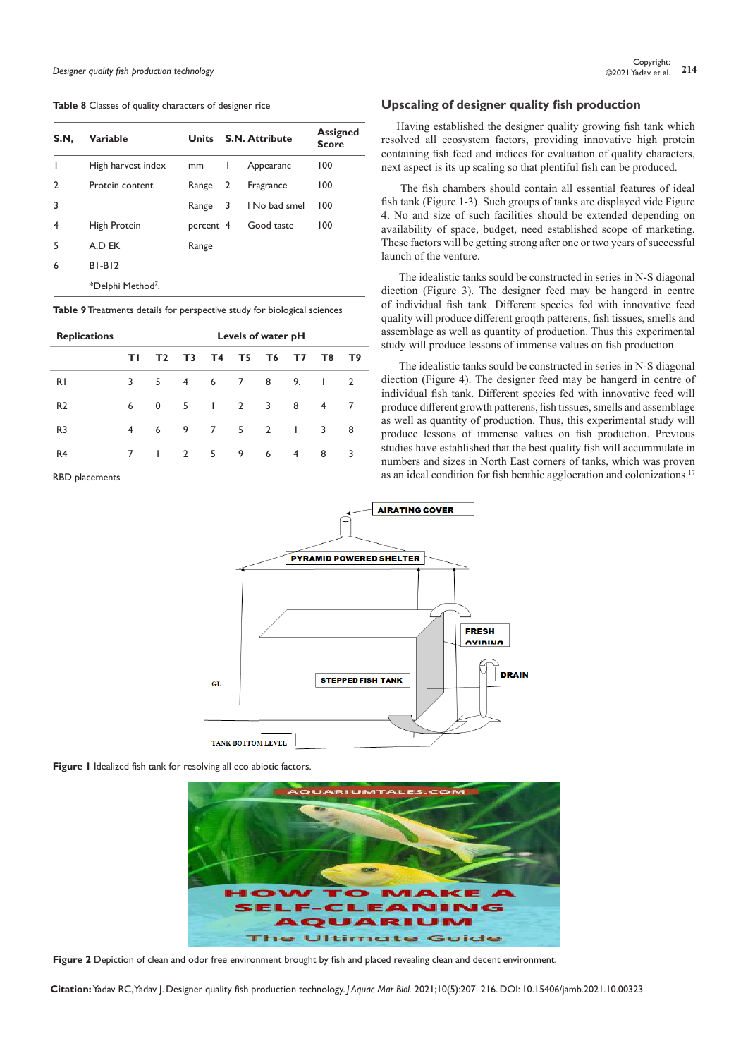**Table 8** Classes of quality characters of designer rice

| S.N, | Variable | Units | S.N. | Attribute | Assigned Score |
|---|---|---|---|---|---|
| I | High harvest index | mm | I | Appearanc | 100 |
| 2 | Protein content | Range | 2 | Fragrance | 100 |
| 3 | | Range | 3 | I No bad smel | 100 |
| 4 | High Protein | percent | 4 | Good taste | 100 |
| 5 | A,D EK | Range | | | |
| 6 | B1-B12 | | | | |
| | *Delphi Method[7]. | | | | |

**Table 9** Treatments details for perspective study for biological sciences

| Replications | Levels of water pH | | | | | | | | |
|---|---|---|---|---|---|---|---|---|---|
| | T1 | T2 | T3 | T4 | T5 | T6 | T7 | T8 | T9 |
| R1 | 3 | 5 | 4 | 6 | 7 | 8 | 9. | I | 2 |
| R2 | 6 | 0 | 5 | I | 2 | 3 | 8 | 4 | 7 |
| R3 | 4 | 6 | 9 | 7 | 5 | 2 | I | 3 | 8 |
| R4 | 7 | I | 2 | 5 | 9 | 6 | 4 | 8 | 3 |

RBD placements

## Upscaling of designer quality fish production

Having established the designer quality growing fish tank which resolved all ecosystem factors, providing innovative high protein containing fish feed and indices for evaluation of quality characters, next aspect is its up scaling so that plentiful fish can be produced.

The fish chambers should contain all essential features of ideal fish tank (Figure 1-3). Such groups of tanks are displayed vide Figure 4. No and size of such facilities should be extended depending on availability of space, budget, need established scope of marketing. These factors will be getting strong after one or two years of successful launch of the venture.

The idealistic tanks sould be constructed in series in N-S diagonal diection (Figure 3). The designer feed may be hangerd in centre of individual fish tank. Different species fed with innovative feed quality will produce different groqth patterens, fish tissues, smells and assemblage as well as quantity of production. Thus this experimental study will produce lessons of immense values on fish production.

The idealistic tanks sould be constructed in series in N-S diagonal diection (Figure 4). The designer feed may be hangerd in centre of individual fish tank. Different species fed with innovative feed will produce different growth patterens, fish tissues, smells and assemblage as well as quantity of production. Thus, this experimental study will produce lessons of immense values on fish production. Previous studies have established that the best quality fish will accummulate in numbers and sizes in North East corners of tanks, which was proven as an ideal condition for fish benthic aggloeration and colonizations.[17]

**Figure 1** Idealized fish tank for resolving all eco abiotic factors.

**Figure 2** Depiction of clean and odor free environment brought by fish and placed revealing clean and decent environment.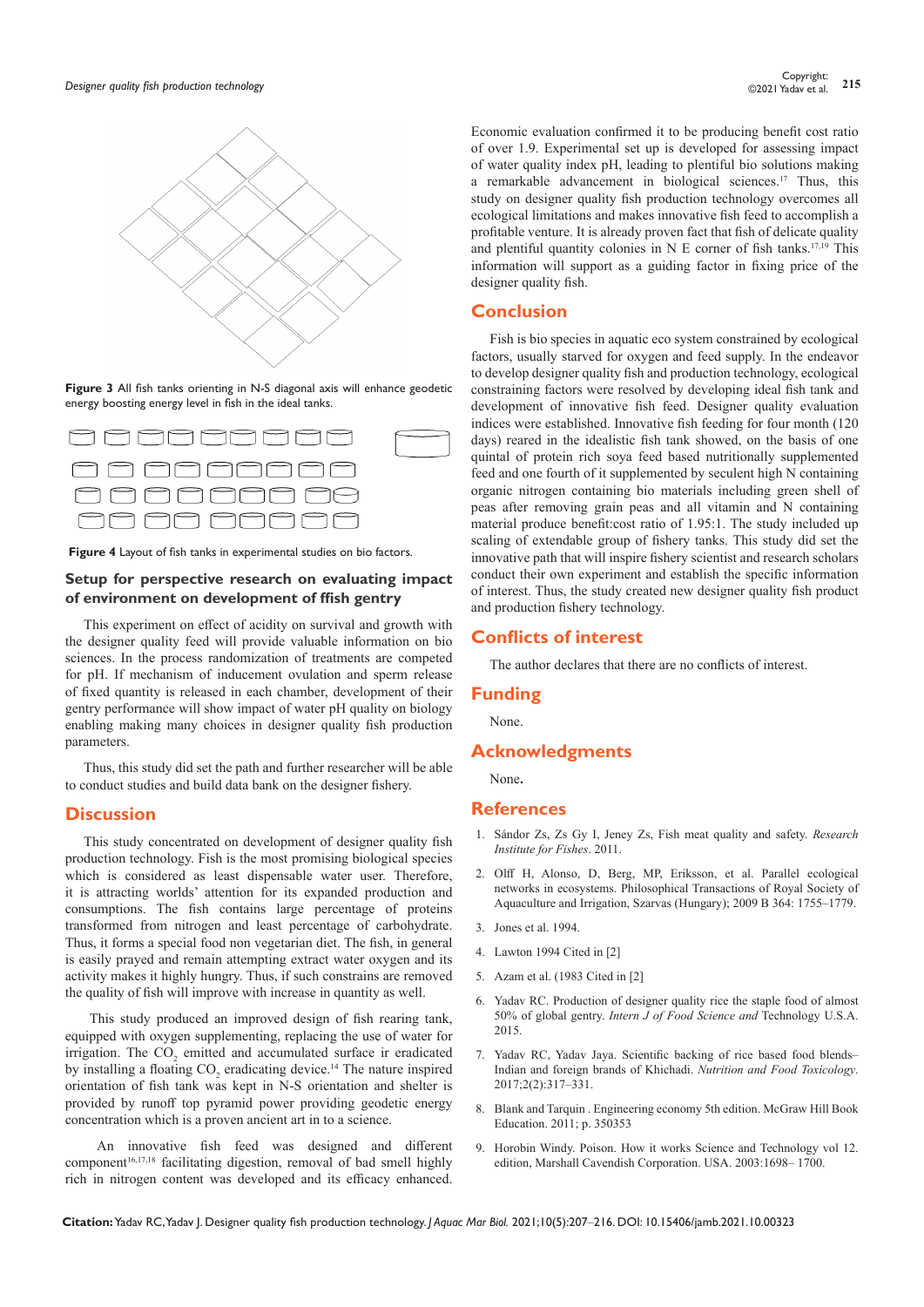Figure 3 All fish tanks orienting in N-S diagonal axis will enhance geodetic energy boosting energy level in fish in the ideal tanks.

Figure 4 Layout of fish tanks in experimental studies on bio factors.

## Setup for perspective research on evaluating impact of environment on development of ffish gentry

This experiment on effect of acidity on survival and growth with the designer quality feed will provide valuable information on bio sciences. In the process randomization of treatments are competed for pH. If mechanism of inducement ovulation and sperm release of fixed quantity is released in each chamber, development of their gentry performance will show impact of water pH quality on biology enabling making many choices in designer quality fish production parameters.

Thus, this study did set the path and further researcher will be able to conduct studies and build data bank on the designer fishery.

## Discussion

This study concentrated on development of designer quality fish production technology. Fish is the most promising biological species which is considered as least dispensable water user. Therefore, it is attracting worlds' attention for its expanded production and consumptions. The fish contains large percentage of proteins transformed from nitrogen and least percentage of carbohydrate. Thus, it forms a special food non vegetarian diet. The fish, in general is easily prayed and remain attempting extract water oxygen and its activity makes it highly hungry. Thus, if such constrains are removed the quality of fish will improve with increase in quantity as well.

This study produced an improved design of fish rearing tank, equipped with oxygen supplementing, replacing the use of water for irrigation. The $CO_2$ emitted and accumulated surface ir eradicated by installing a floating $CO_2$ eradicating device.[14] The nature inspired orientation of fish tank was kept in N-S orientation and shelter is provided by runoff top pyramid power providing geodetic energy concentration which is a proven ancient art in to a science.

An innovative fish feed was designed and different component[16,17,18] facilitating digestion, removal of bad smell highly rich in nitrogen content was developed and its efficacy enhanced. Economic evaluation confirmed it to be producing benefit cost ratio of over 1.9. Experimental set up is developed for assessing impact of water quality index pH, leading to plentiful bio solutions making a remarkable advancement in biological sciences.[17] Thus, this study on designer quality fish production technology overcomes all ecological limitations and makes innovative fish feed to accomplish a profitable venture. It is already proven fact that fish of delicate quality and plentiful quantity colonies in N E corner of fish tanks.[17,19] This information will support as a guiding factor in fixing price of the designer quality fish.

## Conclusion

Fish is bio species in aquatic eco system constrained by ecological factors, usually starved for oxygen and feed supply. In the endeavor to develop designer quality fish and production technology, ecological constraining factors were resolved by developing ideal fish tank and development of innovative fish feed. Designer quality evaluation indices were established. Innovative fish feeding for four month (120 days) reared in the idealistic fish tank showed, on the basis of one quintal of protein rich soya feed based nutritionally supplemented feed and one fourth of it supplemented by seculent high N containing organic nitrogen containing bio materials including green shell of peas after removing grain peas and all vitamin and N containing material produce benefit:cost ratio of 1.95:1. The study included up scaling of extendable group of fishery tanks. This study did set the innovative path that will inspire fishery scientist and research scholars conduct their own experiment and establish the specific information of interest. Thus, the study created new designer quality fish product and production fishery technology.

## Conflicts of interest

The author declares that there are no conflicts of interest.

## Funding

None.

## Acknowledgments

None**.**

## References

1. Sándor Zs, Zs Gy I, Jeney Zs, Fish meat quality and safety. *Research Institute for Fishes*. 2011.
2. Olff H, Alonso, D, Berg, MP, Eriksson, et al. Parallel ecological networks in ecosystems. Philosophical Transactions of Royal Society of Aquaculture and Irrigation, Szarvas (Hungary); 2009 B 364: 1755–1779.
3. Jones et al. 1994.
4. Lawton 1994 Cited in [2]
5. Azam et al. (1983 Cited in [2]
6. Yadav RC. Production of designer quality rice the staple food of almost 50% of global gentry. *Intern J of Food Science and* Technology U.S.A. 2015.
7. Yadav RC, Yadav Jaya. Scientific backing of rice based food blends– Indian and foreign brands of Khichadi. *Nutrition and Food Toxicology*. 2017;2(2):317–331.
8. Blank and Tarquin . Engineering economy 5th edition. McGraw Hill Book Education. 2011; p. 350353
9. Horobin Windy. Poison. How it works Science and Technology vol 12. edition, Marshall Cavendish Corporation. USA. 2003:1698– 1700.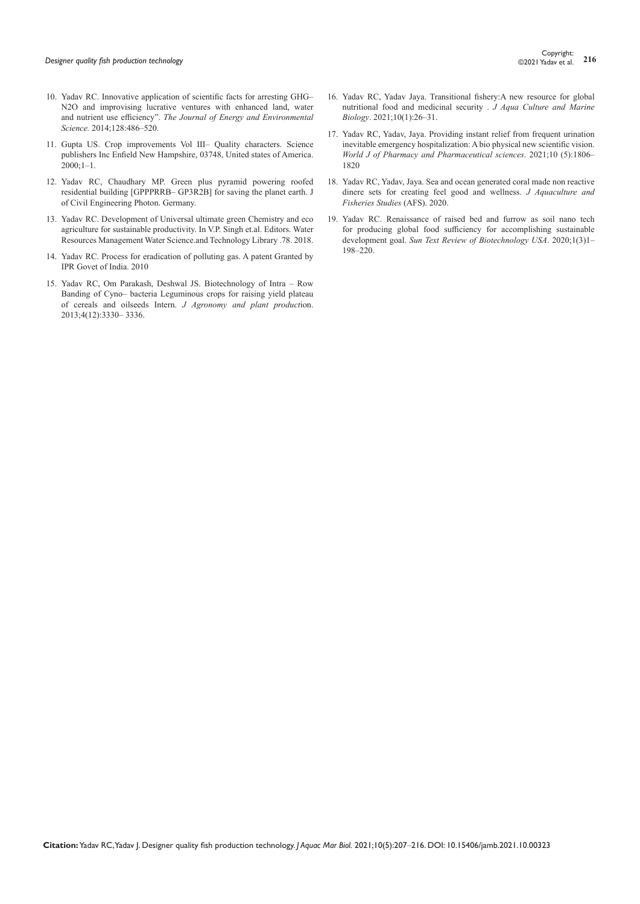10. Yadav RC. Innovative application of scientific facts for arresting GHG– N2O and improvising lucrative ventures with enhanced land, water and nutrient use efficiency". *The Journal of Energy and Environmental Science.* 2014;128:486–520.

11. Gupta US. Crop improvements Vol III– Quality characters. Science publishers Inc Enfield New Hampshire, 03748, United states of America. 2000;1–1.

12. Yadav RC, Chaudhary MP. Green plus pyramid powering roofed residential building [GPPPRRB– GP3R2B] for saving the planet earth. J of Civil Engineering Photon. Germany.

13. Yadav RC. Development of Universal ultimate green Chemistry and eco agriculture for sustainable productivity. In V.P. Singh et.al. Editors. Water Resources Management Water Science.and Technology Library .78. 2018.

14. Yadav RC. Process for eradication of polluting gas. A patent Granted by IPR Govet of India. 2010

15. Yadav RC, Om Parakash, Deshwal JS. Biotechnology of Intra – Row Banding of Cyno– bacteria Leguminous crops for raising yield plateau of cereals and oilseeds Intern. *J Agronomy and plant product*ion. 2013;4(12):3330– 3336.

16. Yadav RC, Yadav Jaya. Transitional fishery:A new resource for global nutritional food and medicinal security . *J Aqua Culture and Marine Biology*. 2021;10(1):26–31.

17. Yadav RC, Yadav, Jaya. Providing instant relief from frequent urination inevitable emergency hospitalization: A bio physical new scientific vision. *World J of Pharmacy and Pharmaceutical sciences*. 2021;10 (5):1806–1820

18. Yadav RC, Yadav, Jaya. Sea and ocean generated coral made non reactive dinere sets for creating feel good and wellness. *J Aquaculture and Fisheries Studies* (AFS). 2020.

19. Yadav RC. Renaissance of raised bed and furrow as soil nano tech for producing global food sufficiency for accomplishing sustainable development goal. *Sun Text Review of Biotechnology USA*. 2020;1(3)1–198–220.